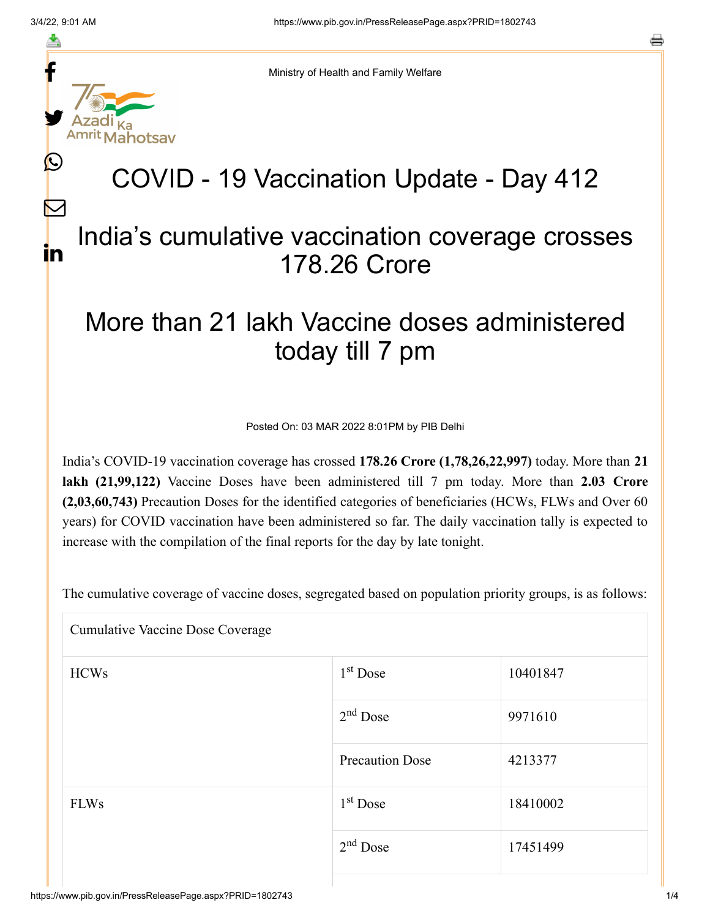Ministry of Health and Family Welfare

# COVID - 19 Vaccination Update - Day 412

## India's cumulative vaccination coverage crosses 178.26 Crore

## More than 21 lakh Vaccine doses administered today till 7 pm

Posted On: 03 MAR 2022 8:01PM by PIB Delhi

India's COVID-19 vaccination coverage has crossed **178.26 Crore (1,78,26,22,997)** today. More than **21 lakh (21,99,122)** Vaccine Doses have been administered till 7 pm today. More than **2.03 Crore (2,03,60,743)** Precaution Doses for the identified categories of beneficiaries (HCWs, FLWs and Over 60 years) for COVID vaccination have been administered so far. The daily vaccination tally is expected to increase with the compilation of the final reports for the day by late tonight.

The cumulative coverage of vaccine doses, segregated based on population priority groups, is as follows:

| Cumulative Vaccine Dose Coverage | | |
|---|---|---|
| HCWs | 1st Dose | 10401847 |
| | 2nd Dose | 9971610 |
| | Precaution Dose | 4213377 |
| FLWs | 1st Dose | 18410002 |
| | 2nd Dose | 17451499 |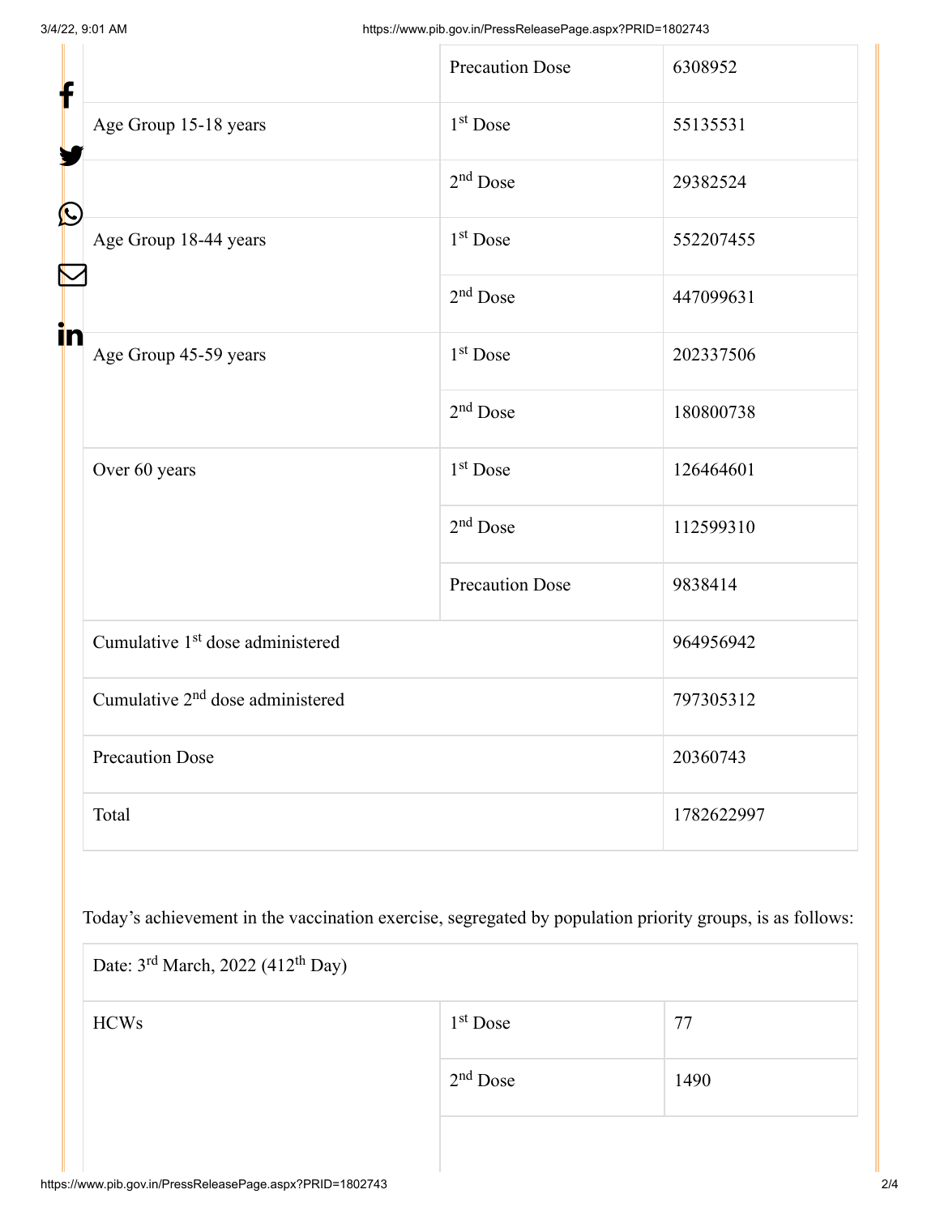| | | |
|---|---|---|
| | Precaution Dose | 6308952 |
| Age Group 15-18 years | 1st Dose | 55135531 |
| | 2nd Dose | 29382524 |
| Age Group 18-44 years | 1st Dose | 552207455 |
| | 2nd Dose | 447099631 |
| Age Group 45-59 years | 1st Dose | 202337506 |
| | 2nd Dose | 180800738 |
| Over 60 years | 1st Dose | 126464601 |
| | 2nd Dose | 112599310 |
| | Precaution Dose | 9838414 |
| Cumulative 1st dose administered | | 964956942 |
| Cumulative 2nd dose administered | | 797305312 |
| Precaution Dose | | 20360743 |
| Total | | 1782622997 |

Today's achievement in the vaccination exercise, segregated by population priority groups, is as follows:

| Date: 3rd March, 2022 (412th Day) | | |
|---|---|---|
| HCWs | 1st Dose | 77 |
| | 2nd Dose | 1490 |
| | | |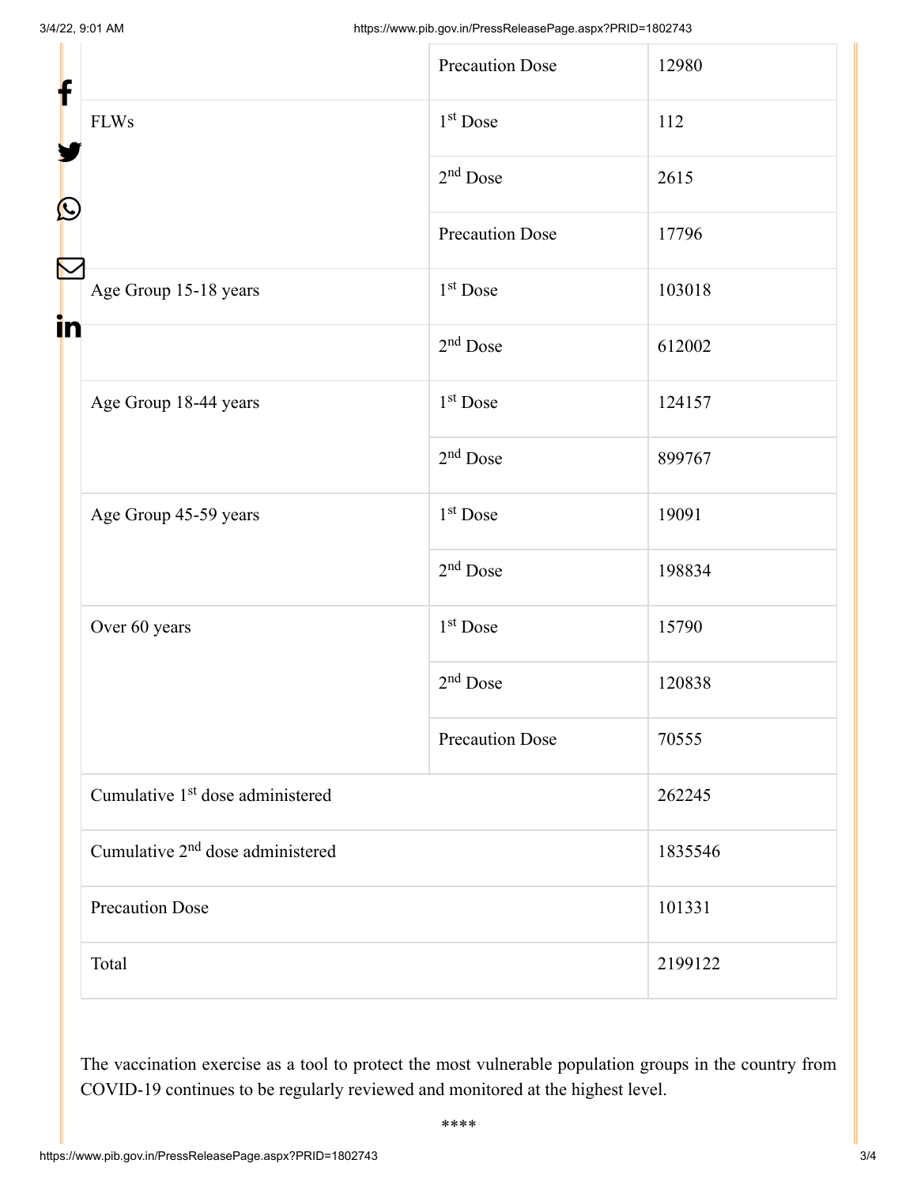| | | |
|---|---|---|
| | Precaution Dose | 12980 |
| FLWs | 1st Dose | 112 |
| | 2nd Dose | 2615 |
| | Precaution Dose | 17796 |
| Age Group 15-18 years | 1st Dose | 103018 |
| | 2nd Dose | 612002 |
| Age Group 18-44 years | 1st Dose | 124157 |
| | 2nd Dose | 899767 |
| Age Group 45-59 years | 1st Dose | 19091 |
| | 2nd Dose | 198834 |
| Over 60 years | 1st Dose | 15790 |
| | 2nd Dose | 120838 |
| | Precaution Dose | 70555 |
| Cumulative 1st dose administered | | 262245 |
| Cumulative 2nd dose administered | | 1835546 |
| Precaution Dose | | 101331 |
| Total | | 2199122 |

The vaccination exercise as a tool to protect the most vulnerable population groups in the country from COVID-19 continues to be regularly reviewed and monitored at the highest level.

****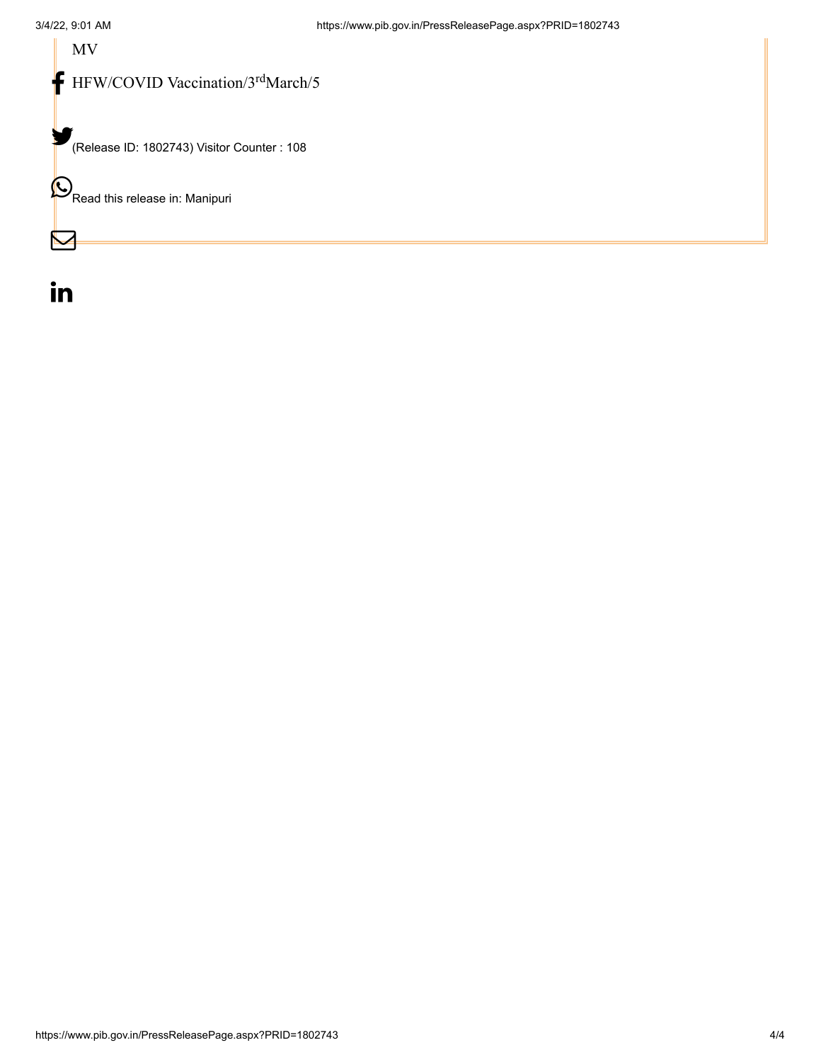MV

HFW/COVID Vaccination/3rdMarch/5

(Release ID: 1802743) Visitor Counter : 108

Read this release in: Manipuri